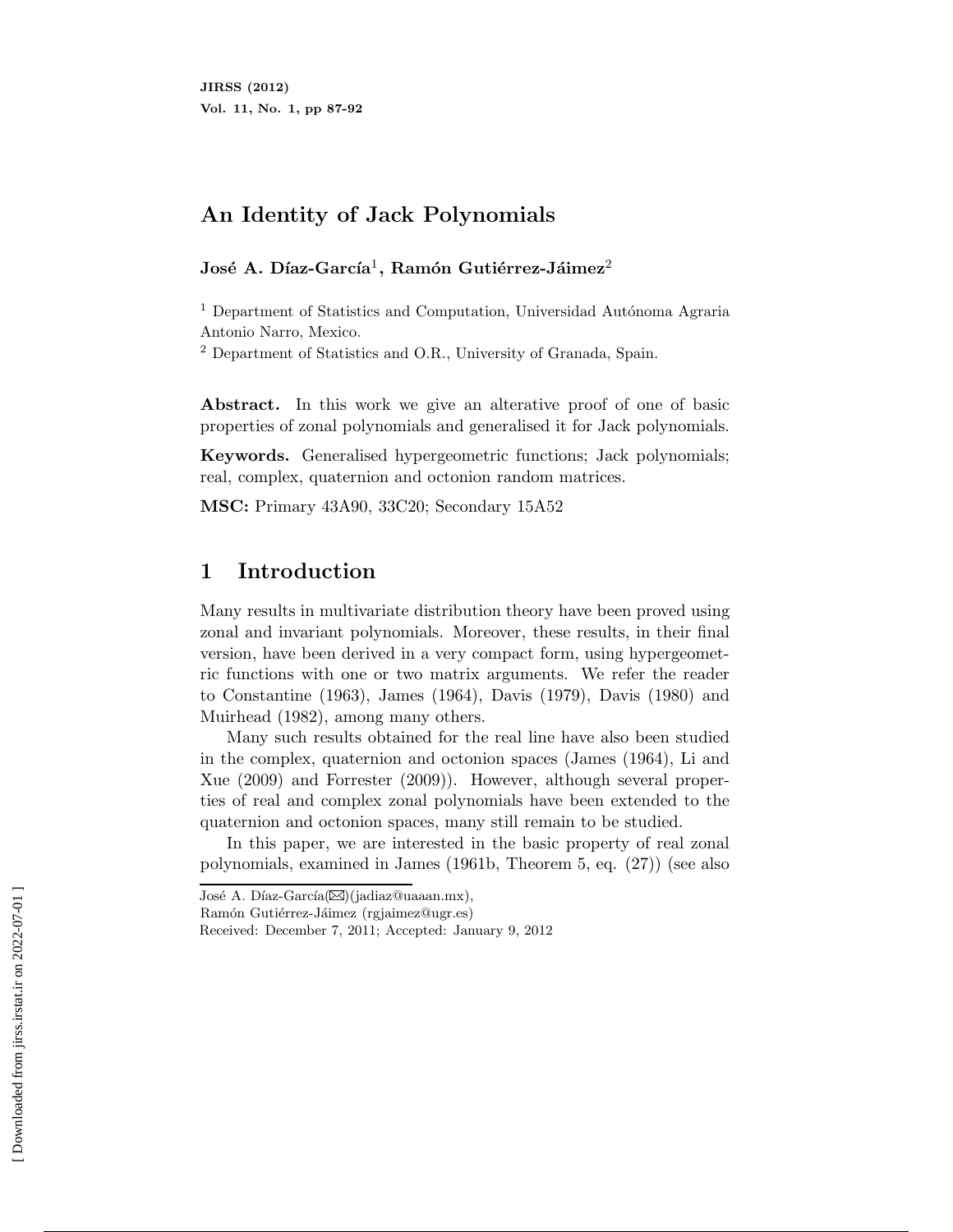# An Identity of Jack Polynomials

**José A. Díaz-García[1], Ramón Gutiérrez-Jáimez[2]**

[1] Department of Statistics and Computation, Universidad Autónoma Agraria Antonio Narro, Mexico.

[2] Department of Statistics and O.R., University of Granada, Spain.

**Abstract.** In this work we give an alterative proof of one of basic properties of zonal polynomials and generalised it for Jack polynomials.

**Keywords.** Generalised hypergeometric functions; Jack polynomials; real, complex, quaternion and octonion random matrices.

**MSC:** Primary 43A90, 33C20; Secondary 15A52

## 1 Introduction

Many results in multivariate distribution theory have been proved using zonal and invariant polynomials. Moreover, these results, in their final version, have been derived in a very compact form, using hypergeometric functions with one or two matrix arguments. We refer the reader to Constantine (1963), James (1964), Davis (1979), Davis (1980) and Muirhead (1982), among many others.

Many such results obtained for the real line have also been studied in the complex, quaternion and octonion spaces (James (1964), Li and Xue (2009) and Forrester (2009)). However, although several properties of real and complex zonal polynomials have been extended to the quaternion and octonion spaces, many still remain to be studied.

In this paper, we are interested in the basic property of real zonal polynomials, examined in James (1961b, Theorem 5, eq. (27)) (see also

José A. Díaz-García(✉)(jadiaz@uaaan.mx),
Ramón Gutiérrez-Jáimez (rgjaimez@ugr.es)
Received: December 7, 2011; Accepted: January 9, 2012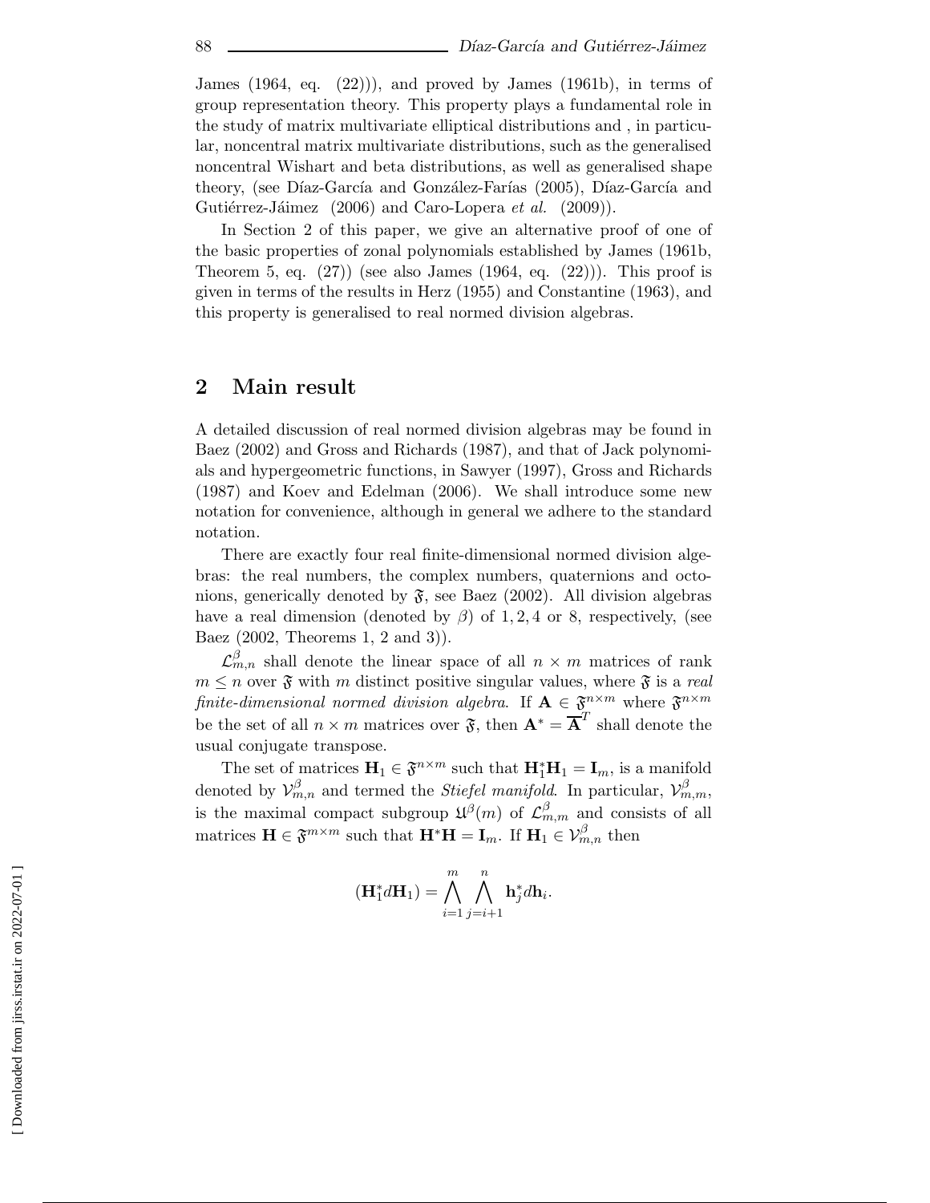James (1964, eq. (22))), and proved by James (1961b), in terms of group representation theory. This property plays a fundamental role in the study of matrix multivariate elliptical distributions and , in particular, noncentral matrix multivariate distributions, such as the generalised noncentral Wishart and beta distributions, as well as generalised shape theory, (see Díaz-García and González-Farías (2005), Díaz-García and Gutiérrez-Jáimez (2006) and Caro-Lopera *et al.* (2009)).

In Section 2 of this paper, we give an alternative proof of one of the basic properties of zonal polynomials established by James (1961b, Theorem 5, eq. (27)) (see also James (1964, eq. (22))). This proof is given in terms of the results in Herz (1955) and Constantine (1963), and this property is generalised to real normed division algebras.

## 2 Main result

A detailed discussion of real normed division algebras may be found in Baez (2002) and Gross and Richards (1987), and that of Jack polynomials and hypergeometric functions, in Sawyer (1997), Gross and Richards (1987) and Koev and Edelman (2006). We shall introduce some new notation for convenience, although in general we adhere to the standard notation.

There are exactly four real finite-dimensional normed division algebras: the real numbers, the complex numbers, quaternions and octonions, generically denoted by $\mathfrak{F}$, see Baez (2002). All division algebras have a real dimension (denoted by $\beta$) of $1, 2, 4$ or $8$, respectively, (see Baez (2002, Theorems 1, 2 and 3)).

$\mathcal{L}^{\beta}_{m,n}$ shall denote the linear space of all $n \times m$ matrices of rank $m \leq n$ over $\mathfrak{F}$ with $m$ distinct positive singular values, where $\mathfrak{F}$ is a *real finite-dimensional normed division algebra*. If $\mathbf{A} \in \mathfrak{F}^{n\times m}$ where $\mathfrak{F}^{n\times m}$ be the set of all $n \times m$ matrices over $\mathfrak{F}$, then $\mathbf{A}^* = \overline{\mathbf{A}}^T$ shall denote the usual conjugate transpose.

The set of matrices $\mathbf{H}_1 \in \mathfrak{F}^{n\times m}$ such that $\mathbf{H}_1^*\mathbf{H}_1 = \mathbf{I}_m$, is a manifold denoted by $\mathcal{V}^{\beta}_{m,n}$ and termed the *Stiefel manifold*. In particular, $\mathcal{V}^{\beta}_{m,m}$, is the maximal compact subgroup $\mathfrak{U}^{\beta}(m)$ of $\mathcal{L}^{\beta}_{m,m}$ and consists of all matrices $\mathbf{H} \in \mathfrak{F}^{m\times m}$ such that $\mathbf{H}^*\mathbf{H} = \mathbf{I}_m$. If $\mathbf{H}_1 \in \mathcal{V}^{\beta}_{m,n}$ then

$$(\mathbf{H}_1^* d\mathbf{H}_1) = \bigwedge_{i=1}^{m} \bigwedge_{j=i+1}^{n} \mathbf{h}_j^* d\mathbf{h}_i.$$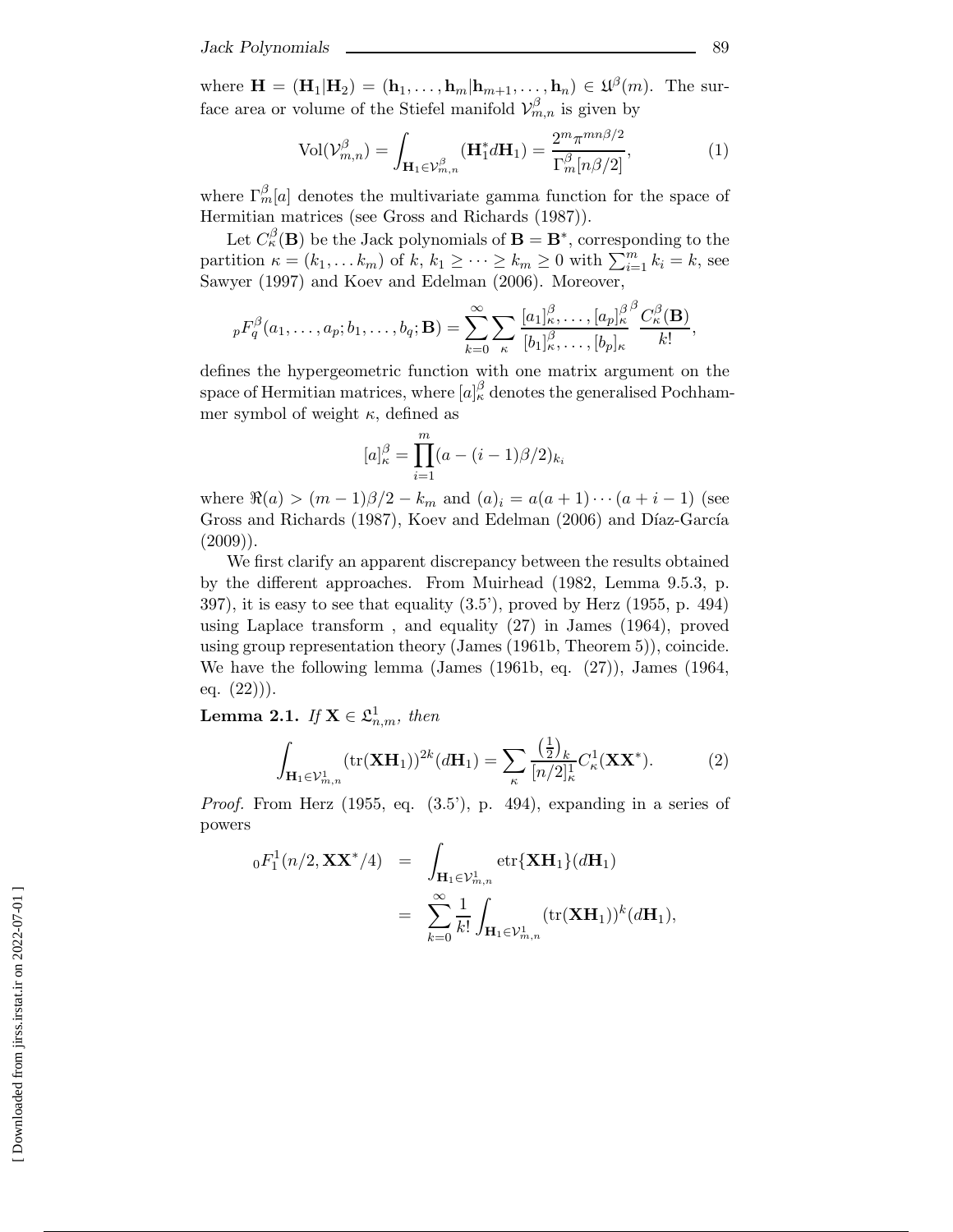where $\mathbf{H} = (\mathbf{H}_1|\mathbf{H}_2) = (\mathbf{h}_1, \ldots, \mathbf{h}_m|\mathbf{h}_{m+1}, \ldots, \mathbf{h}_n) \in \mathfrak{U}^\beta(m)$. The surface area or volume of the Stiefel manifold $\mathcal{V}_{m,n}^\beta$ is given by

$$\mathrm{Vol}(\mathcal{V}_{m,n}^\beta) = \int_{\mathbf{H}_1 \in \mathcal{V}_{m,n}^\beta} (\mathbf{H}_1^* d\mathbf{H}_1) = \frac{2^m \pi^{mn\beta/2}}{\Gamma_m^\beta[n\beta/2]}, \tag{1}$$

where $\Gamma_m^\beta[a]$ denotes the multivariate gamma function for the space of Hermitian matrices (see Gross and Richards (1987)).

Let $C_\kappa^\beta(\mathbf{B})$ be the Jack polynomials of $\mathbf{B} = \mathbf{B}^*$, corresponding to the partition $\kappa = (k_1, \ldots k_m)$ of $k$, $k_1 \geq \cdots \geq k_m \geq 0$ with $\sum_{i=1}^m k_i = k$, see Sawyer (1997) and Koev and Edelman (2006). Moreover,

$${}_pF_q^\beta(a_1, \ldots, a_p; b_1, \ldots, b_q; \mathbf{B}) = \sum_{k=0}^\infty \sum_\kappa \frac{[a_1]_\kappa^\beta, \ldots, [a_p]_\kappa^\beta{}^\beta}{[b_1]_\kappa^\beta, \ldots, [b_p]_\kappa} \frac{C_\kappa^\beta(\mathbf{B})}{k!},$$

defines the hypergeometric function with one matrix argument on the space of Hermitian matrices, where $[a]_\kappa^\beta$ denotes the generalised Pochhammer symbol of weight $\kappa$, defined as

$$[a]_\kappa^\beta = \prod_{i=1}^m (a - (i-1)\beta/2)_{k_i}$$

where $\Re(a) > (m-1)\beta/2 - k_m$ and $(a)_i = a(a+1)\cdots(a+i-1)$ (see Gross and Richards (1987), Koev and Edelman (2006) and Díaz-García (2009)).

We first clarify an apparent discrepancy between the results obtained by the different approaches. From Muirhead (1982, Lemma 9.5.3, p. 397), it is easy to see that equality (3.5'), proved by Herz (1955, p. 494) using Laplace transform , and equality (27) in James (1964), proved using group representation theory (James (1961b, Theorem 5)), coincide. We have the following lemma (James (1961b, eq. (27)), James (1964, eq. (22))).

**Lemma 2.1.** *If* $\mathbf{X} \in \mathfrak{L}_{n,m}^1$, *then*

$$\int_{\mathbf{H}_1 \in \mathcal{V}_{m,n}^1} (\mathrm{tr}(\mathbf{X}\mathbf{H}_1))^{2k} (d\mathbf{H}_1) = \sum_\kappa \frac{\left(\frac{1}{2}\right)_k}{[n/2]_\kappa^1} C_\kappa^1(\mathbf{X}\mathbf{X}^*). \tag{2}$$

*Proof.* From Herz (1955, eq. (3.5'), p. 494), expanding in a series of powers

$$\begin{aligned}
{}_0F_1^1(n/2, \mathbf{X}\mathbf{X}^*/4) &= \int_{\mathbf{H}_1 \in \mathcal{V}_{m,n}^1} \mathrm{etr}\{\mathbf{X}\mathbf{H}_1\}(d\mathbf{H}_1) \\
&= \sum_{k=0}^\infty \frac{1}{k!} \int_{\mathbf{H}_1 \in \mathcal{V}_{m,n}^1} (\mathrm{tr}(\mathbf{X}\mathbf{H}_1))^k (d\mathbf{H}_1),
\end{aligned}$$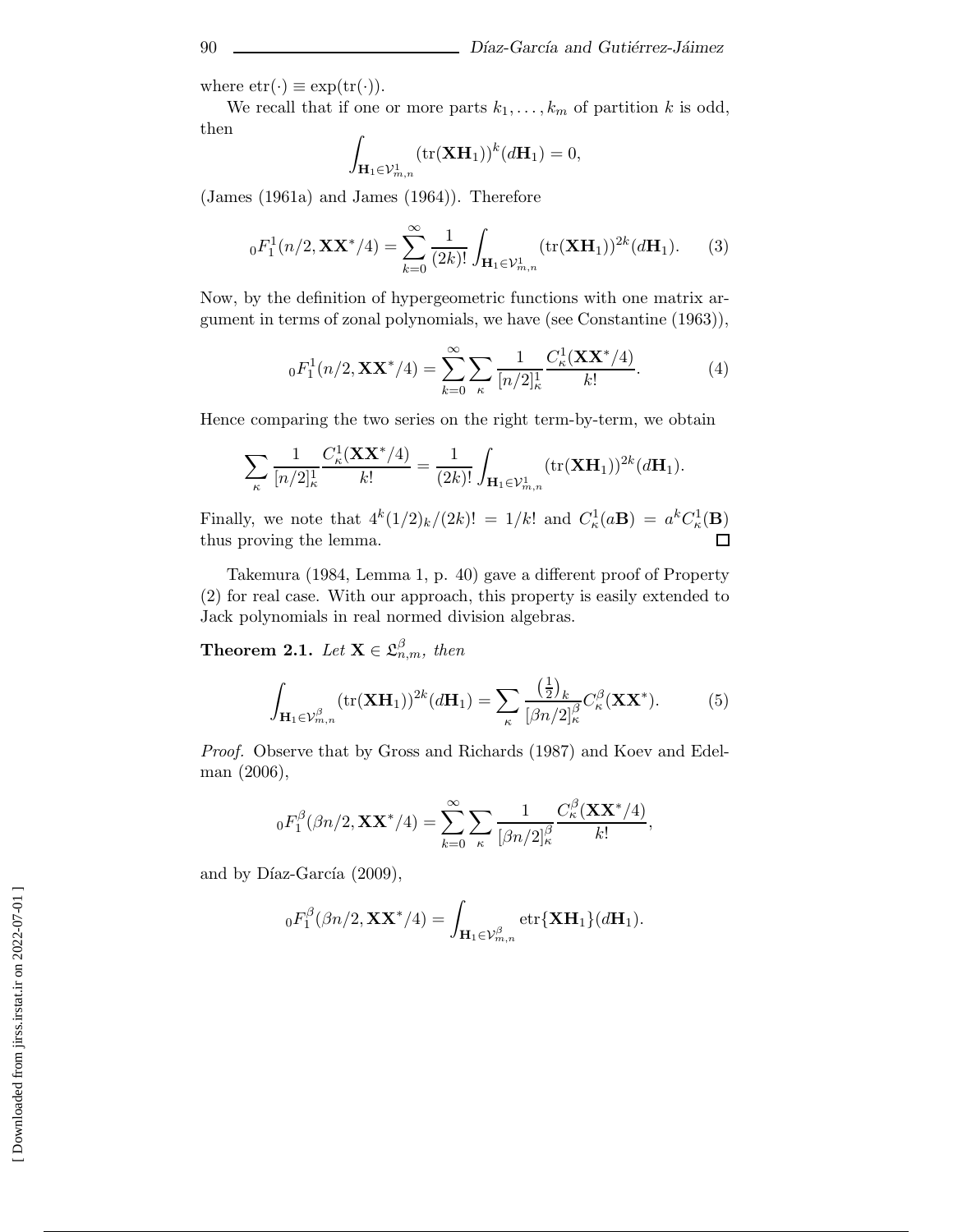where $\text{etr}(\cdot) \equiv \exp(\text{tr}(\cdot))$.

We recall that if one or more parts $k_1, \dots, k_m$ of partition $k$ is odd, then

$$\int_{\mathbf{H}_1 \in \mathcal{V}_{m,n}^1} (\text{tr}(\mathbf{X}\mathbf{H}_1))^k (d\mathbf{H}_1) = 0,$$

(James (1961a) and James (1964)). Therefore

$$_0F_1^1(n/2, \mathbf{X}\mathbf{X}^*/4) = \sum_{k=0}^{\infty} \frac{1}{(2k)!} \int_{\mathbf{H}_1 \in \mathcal{V}_{m,n}^1} (\text{tr}(\mathbf{X}\mathbf{H}_1))^{2k} (d\mathbf{H}_1). \qquad (3)$$

Now, by the definition of hypergeometric functions with one matrix argument in terms of zonal polynomials, we have (see Constantine (1963)),

$$_0F_1^1(n/2, \mathbf{X}\mathbf{X}^*/4) = \sum_{k=0}^{\infty} \sum_{\kappa} \frac{1}{[n/2]_\kappa^1} \frac{C_\kappa^1(\mathbf{X}\mathbf{X}^*/4)}{k!}. \qquad (4)$$

Hence comparing the two series on the right term-by-term, we obtain

$$\sum_{\kappa} \frac{1}{[n/2]_\kappa^1} \frac{C_\kappa^1(\mathbf{X}\mathbf{X}^*/4)}{k!} = \frac{1}{(2k)!} \int_{\mathbf{H}_1 \in \mathcal{V}_{m,n}^1} (\text{tr}(\mathbf{X}\mathbf{H}_1))^{2k} (d\mathbf{H}_1).$$

Finally, we note that $4^k (1/2)_k/(2k)! = 1/k!$ and $C_\kappa^1(a\mathbf{B}) = a^k C_\kappa^1(\mathbf{B})$ thus proving the lemma. □

Takemura (1984, Lemma 1, p. 40) gave a different proof of Property (2) for real case. With our approach, this property is easily extended to Jack polynomials in real normed division algebras.

**Theorem 2.1.** *Let* $\mathbf{X} \in \mathfrak{L}_{n,m}^\beta$, *then*

$$\int_{\mathbf{H}_1 \in \mathcal{V}_{m,n}^\beta} (\text{tr}(\mathbf{X}\mathbf{H}_1))^{2k} (d\mathbf{H}_1) = \sum_{\kappa} \frac{\left(\frac{1}{2}\right)_k}{[\beta n/2]_\kappa^\beta} C_\kappa^\beta(\mathbf{X}\mathbf{X}^*). \qquad (5)$$

*Proof.* Observe that by Gross and Richards (1987) and Koev and Edelman (2006),

$$_0F_1^\beta(\beta n/2, \mathbf{X}\mathbf{X}^*/4) = \sum_{k=0}^{\infty} \sum_{\kappa} \frac{1}{[\beta n/2]_\kappa^\beta} \frac{C_\kappa^\beta(\mathbf{X}\mathbf{X}^*/4)}{k!},$$

and by Díaz-García (2009),

$$_0F_1^\beta(\beta n/2, \mathbf{X}\mathbf{X}^*/4) = \int_{\mathbf{H}_1 \in \mathcal{V}_{m,n}^\beta} \text{etr}\{\mathbf{X}\mathbf{H}_1\} (d\mathbf{H}_1).$$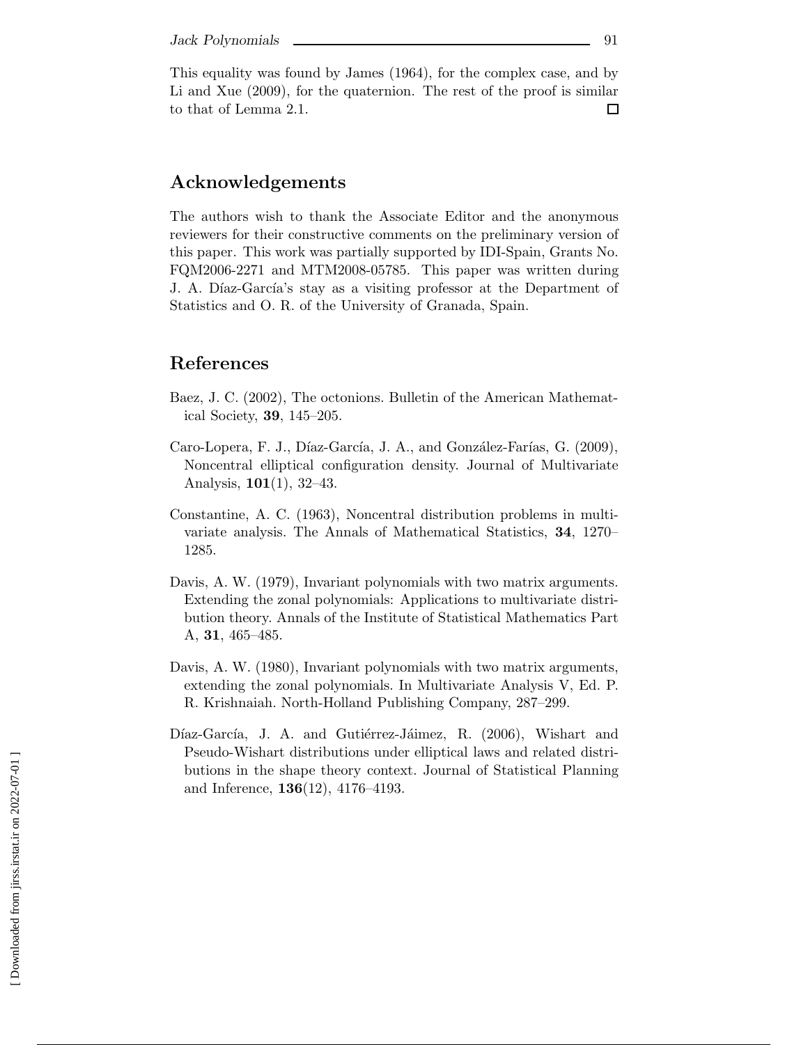This equality was found by James (1964), for the complex case, and by Li and Xue (2009), for the quaternion. The rest of the proof is similar to that of Lemma 2.1. □

## Acknowledgements

The authors wish to thank the Associate Editor and the anonymous reviewers for their constructive comments on the preliminary version of this paper. This work was partially supported by IDI-Spain, Grants No. FQM2006-2271 and MTM2008-05785. This paper was written during J. A. Díaz-García's stay as a visiting professor at the Department of Statistics and O. R. of the University of Granada, Spain.

## References

Baez, J. C. (2002), The octonions. Bulletin of the American Mathematical Society, **39**, 145–205.

Caro-Lopera, F. J., Díaz-García, J. A., and González-Farías, G. (2009), Noncentral elliptical configuration density. Journal of Multivariate Analysis, **101**(1), 32–43.

Constantine, A. C. (1963), Noncentral distribution problems in multivariate analysis. The Annals of Mathematical Statistics, **34**, 1270–1285.

Davis, A. W. (1979), Invariant polynomials with two matrix arguments. Extending the zonal polynomials: Applications to multivariate distribution theory. Annals of the Institute of Statistical Mathematics Part A, **31**, 465–485.

Davis, A. W. (1980), Invariant polynomials with two matrix arguments, extending the zonal polynomials. In Multivariate Analysis V, Ed. P. R. Krishnaiah. North-Holland Publishing Company, 287–299.

Díaz-García, J. A. and Gutiérrez-Jáimez, R. (2006), Wishart and Pseudo-Wishart distributions under elliptical laws and related distributions in the shape theory context. Journal of Statistical Planning and Inference, **136**(12), 4176–4193.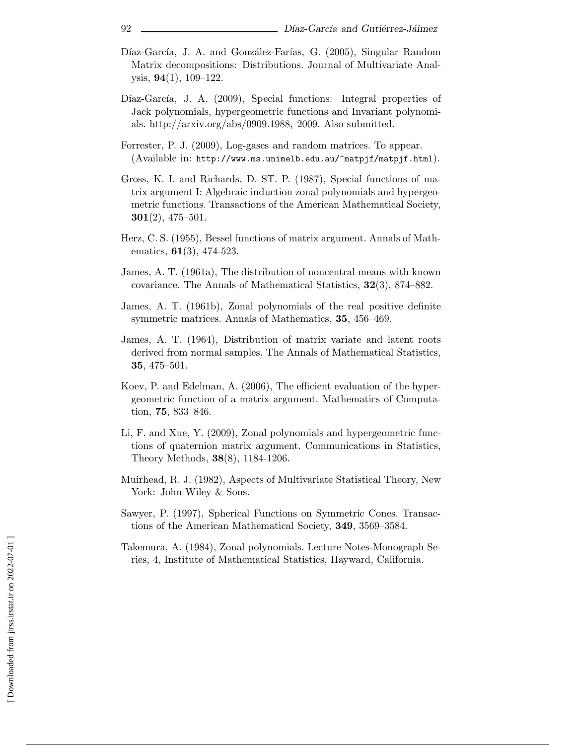Díaz-García, J. A. and González-Farías, G. (2005), Singular Random Matrix decompositions: Distributions. Journal of Multivariate Analysis, **94**(1), 109–122.

Díaz-García, J. A. (2009), Special functions: Integral properties of Jack polynomials, hypergeometric functions and Invariant polynomials. http://arxiv.org/abs/0909.1988, 2009. Also submitted.

Forrester, P. J. (2009), Log-gases and random matrices. To appear. (Available in: `http://www.ms.unimelb.edu.au/~matpjf/matpjf.html`).

Gross, K. I. and Richards, D. ST. P. (1987), Special functions of matrix argument I: Algebraic induction zonal polynomials and hypergeometric functions. Transactions of the American Mathematical Society, **301**(2), 475–501.

Herz, C. S. (1955), Bessel functions of matrix argument. Annals of Mathematics, **61**(3), 474-523.

James, A. T. (1961a), The distribution of noncentral means with known covariance. The Annals of Mathematical Statistics, **32**(3), 874–882.

James, A. T. (1961b), Zonal polynomials of the real positive definite symmetric matrices. Annals of Mathematics, **35**, 456–469.

James, A. T. (1964), Distribution of matrix variate and latent roots derived from normal samples. The Annals of Mathematical Statistics, **35**, 475–501.

Koev, P. and Edelman, A. (2006), The efficient evaluation of the hypergeometric function of a matrix argument. Mathematics of Computation, **75**, 833–846.

Li, F. and Xue, Y. (2009), Zonal polynomials and hypergeometric functions of quaternion matrix argument. Communications in Statistics, Theory Methods, **38**(8), 1184-1206.

Muirhead, R. J. (1982), Aspects of Multivariate Statistical Theory, New York: John Wiley & Sons.

Sawyer, P. (1997), Spherical Functions on Symmetric Cones. Transactions of the American Mathematical Society, **349**, 3569–3584.

Takemura, A. (1984), Zonal polynomials. Lecture Notes-Monograph Series, 4, Institute of Mathematical Statistics, Hayward, California.